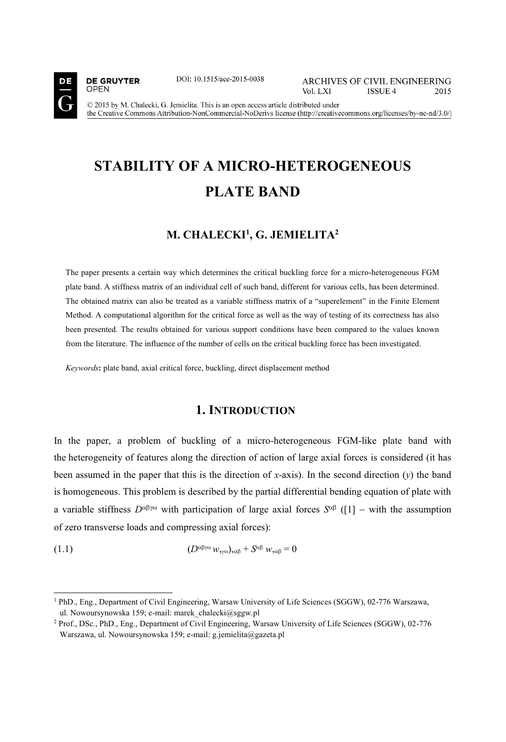DOI: 10.1515/ace-2015-0038

ARCHIVES OF CIVIL ENGINEERING
Vol. LXI ISSUE 4 2015

© 2015 by M. Chalecki, G. Jemielita. This is an open access article distributed under the Creative Commons Attribution-NonCommercial-NoDerivs license (http://creativecommons.org/licenses/by-nc-nd/3.0/)

# STABILITY OF A MICRO-HETEROGENEOUS PLATE BAND

### M. CHALECKI[1], G. JEMIELITA[2]

The paper presents a certain way which determines the critical buckling force for a micro-heterogeneous FGM plate band. A stiffness matrix of an individual cell of such band, different for various cells, has been determined. The obtained matrix can also be treated as a variable stiffness matrix of a "superelement" in the Finite Element Method. A computational algorithm for the critical force as well as the way of testing of its correctness has also been presented. The results obtained for various support conditions have been compared to the values known from the literature. The influence of the number of cells on the critical buckling force has been investigated.

*Keywords*: plate band, axial critical force, buckling, direct displacement method

## 1. INTRODUCTION

In the paper, a problem of buckling of a micro-heterogeneous FGM-like plate band with the heterogeneity of features along the direction of action of large axial forces is considered (it has been assumed in the paper that this is the direction of *x*-axis). In the second direction (*y*) the band is homogeneous. This problem is described by the partial differential bending equation of plate with a variable stiffness $D^{\alpha\beta\gamma\omega}$ with participation of large axial forces $S^{\alpha\beta}$ ([1] – with the assumption of zero transverse loads and compressing axial forces):

$$(D^{\alpha\beta\gamma\omega} w_{,\gamma\omega})_{,\alpha\beta} + S^{\alpha\beta} w_{,\alpha\beta} = 0 \tag{1.1}$$

---

[1] PhD., Eng., Department of Civil Engineering, Warsaw University of Life Sciences (SGGW), 02-776 Warszawa, ul. Nowoursynowska 159; e-mail: marek_chalecki@sggw.pl

[2] Prof., DSc., PhD., Eng., Department of Civil Engineering, Warsaw University of Life Sciences (SGGW), 02-776 Warszawa, ul. Nowoursynowska 159; e-mail: g.jemielita@gazeta.pl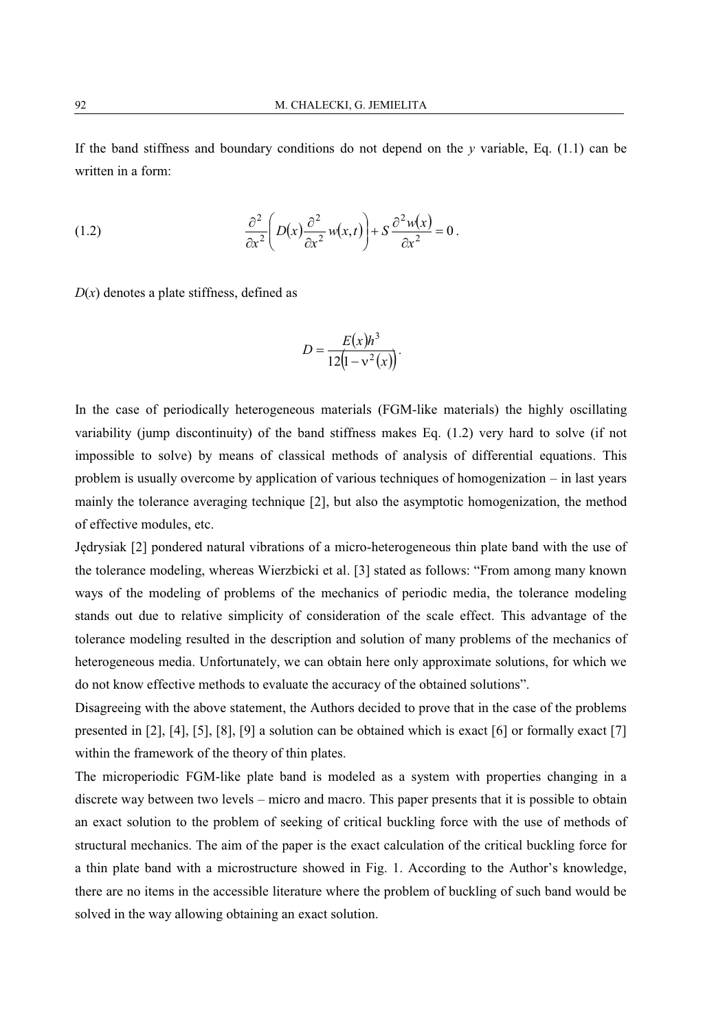If the band stiffness and boundary conditions do not depend on the $y$ variable, Eq. (1.1) can be written in a form:

$$\frac{\partial^2}{\partial x^2}\left( D(x)\frac{\partial^2}{\partial x^2} w(x,t)\right) + S\frac{\partial^2 w(x)}{\partial x^2} = 0\,. \tag{1.2}$$

$D(x)$ denotes a plate stiffness, defined as

$$D = \frac{E(x)h^3}{12\left(1-\nu^2(x)\right)}.$$

In the case of periodically heterogeneous materials (FGM-like materials) the highly oscillating variability (jump discontinuity) of the band stiffness makes Eq. (1.2) very hard to solve (if not impossible to solve) by means of classical methods of analysis of differential equations. This problem is usually overcome by application of various techniques of homogenization – in last years mainly the tolerance averaging technique [2], but also the asymptotic homogenization, the method of effective modules, etc.

Jędrysiak [2] pondered natural vibrations of a micro-heterogeneous thin plate band with the use of the tolerance modeling, whereas Wierzbicki et al. [3] stated as follows: "From among many known ways of the modeling of problems of the mechanics of periodic media, the tolerance modeling stands out due to relative simplicity of consideration of the scale effect. This advantage of the tolerance modeling resulted in the description and solution of many problems of the mechanics of heterogeneous media. Unfortunately, we can obtain here only approximate solutions, for which we do not know effective methods to evaluate the accuracy of the obtained solutions".

Disagreeing with the above statement, the Authors decided to prove that in the case of the problems presented in [2], [4], [5], [8], [9] a solution can be obtained which is exact [6] or formally exact [7] within the framework of the theory of thin plates.

The microperiodic FGM-like plate band is modeled as a system with properties changing in a discrete way between two levels – micro and macro. This paper presents that it is possible to obtain an exact solution to the problem of seeking of critical buckling force with the use of methods of structural mechanics. The aim of the paper is the exact calculation of the critical buckling force for a thin plate band with a microstructure showed in Fig. 1. According to the Author's knowledge, there are no items in the accessible literature where the problem of buckling of such band would be solved in the way allowing obtaining an exact solution.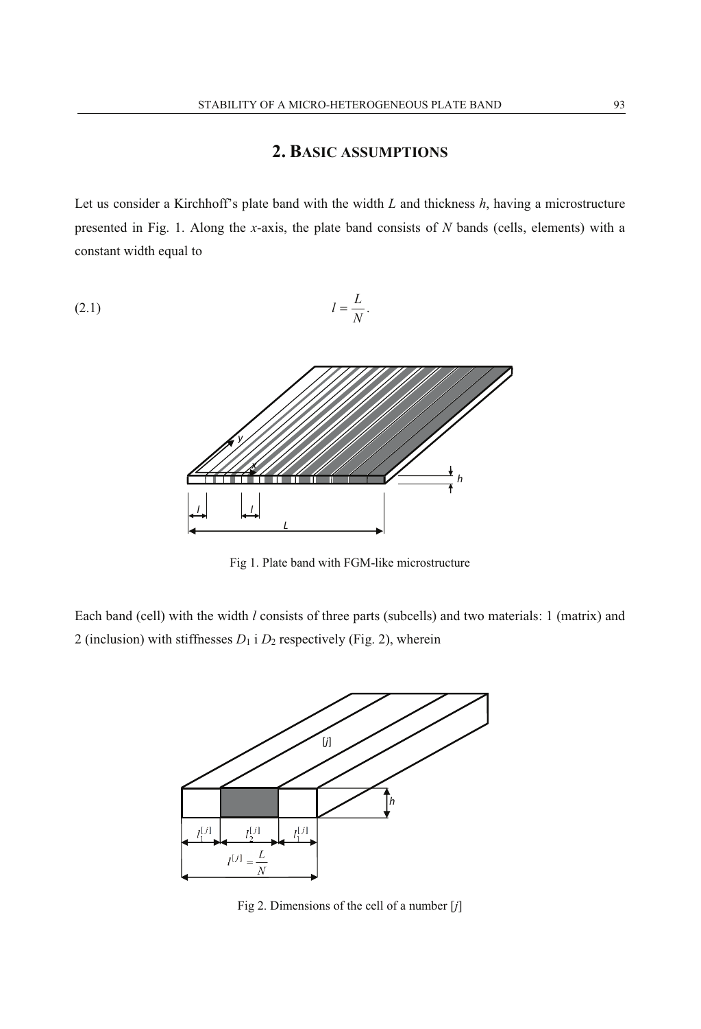## 2. Basic assumptions

Let us consider a Kirchhoff's plate band with the width $L$ and thickness $h$, having a microstructure presented in Fig. 1. Along the $x$-axis, the plate band consists of $N$ bands (cells, elements) with a constant width equal to

$$l = \frac{L}{N}. \tag{2.1}$$

Fig 1. Plate band with FGM-like microstructure

Each band (cell) with the width $l$ consists of three parts (subcells) and two materials: 1 (matrix) and 2 (inclusion) with stiffnesses $D_1$ i $D_2$ respectively (Fig. 2), wherein

Fig 2. Dimensions of the cell of a number [$j$]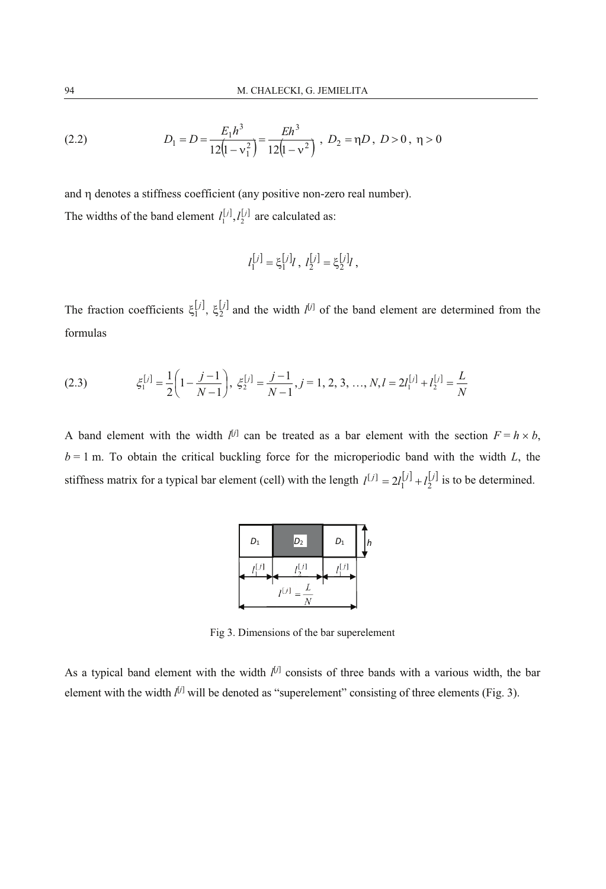$$D_1 = D = \frac{E_1 h^3}{12\left(1-\nu_1^2\right)} = \frac{E h^3}{12\left(1-\nu^2\right)}\,,\; D_2 = \eta D\,,\; D > 0\,,\; \eta > 0 \tag{2.2}$$

and $\eta$ denotes a stiffness coefficient (any positive non-zero real number).
The widths of the band element $l_1^{[j]}, l_2^{[j]}$ are calculated as:

$$l_1^{[j]} = \xi_1^{[j]} l\,,\; l_2^{[j]} = \xi_2^{[j]} l\,,$$

The fraction coefficients $\xi_1^{[j]}$, $\xi_2^{[j]}$ and the width $l^{[j]}$ of the band element are determined from the formulas

$$\xi_1^{[j]} = \frac{1}{2}\left(1 - \frac{j-1}{N-1}\right),\; \xi_2^{[j]} = \frac{j-1}{N-1}, j = 1, 2, 3, \ldots, N, l = 2l_1^{[j]} + l_2^{[j]} = \frac{L}{N} \tag{2.3}$$

A band element with the width $l^{[j]}$ can be treated as a bar element with the section $F = h \times b$, $b = 1$ m. To obtain the critical buckling force for the microperiodic band with the width $L$, the stiffness matrix for a typical bar element (cell) with the length $l^{[j]} = 2l_1^{[j]} + l_2^{[j]}$ is to be determined.

Fig 3. Dimensions of the bar superelement

As a typical band element with the width $l^{[j]}$ consists of three bands with a various width, the bar element with the width $l^{[j]}$ will be denoted as "superelement" consisting of three elements (Fig. 3).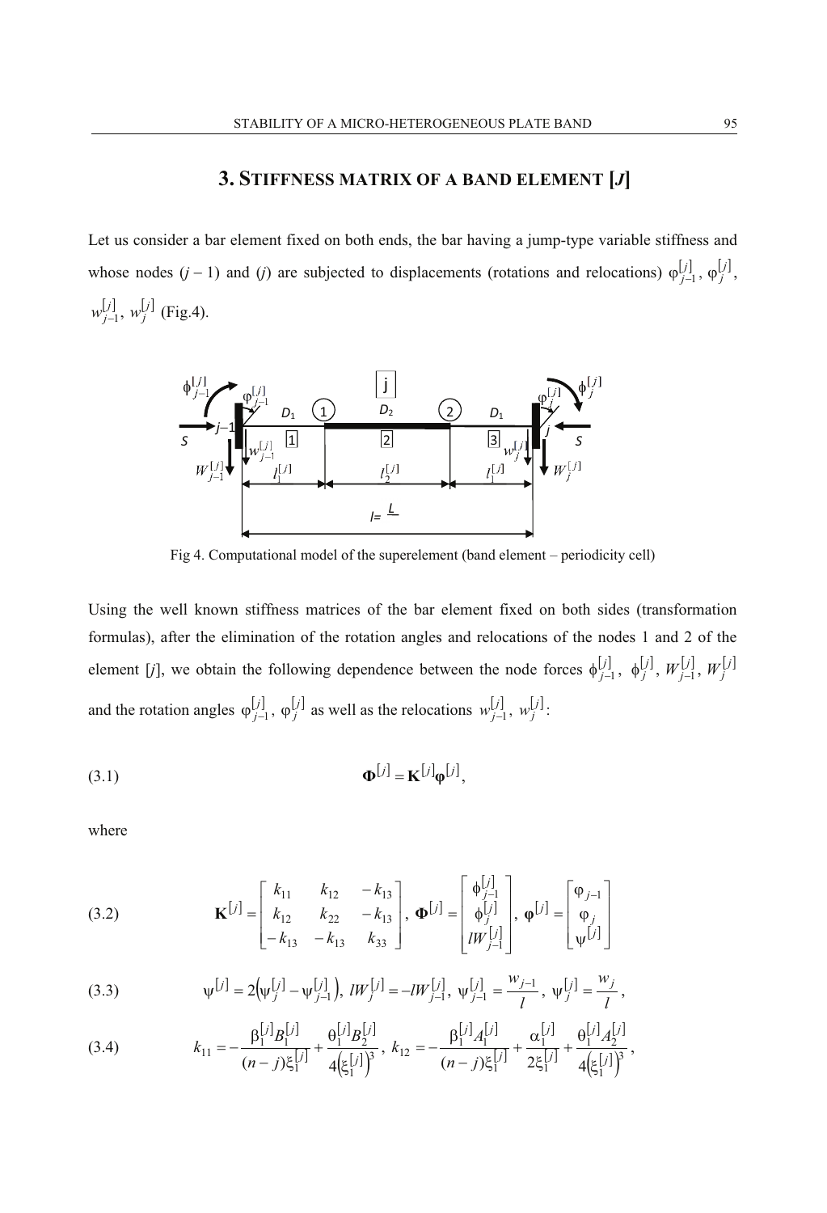## 3. STIFFNESS MATRIX OF A BAND ELEMENT [J]

Let us consider a bar element fixed on both ends, the bar having a jump-type variable stiffness and whose nodes $(j-1)$ and $(j)$ are subjected to displacements (rotations and relocations) $\varphi_{j-1}^{[j]}$, $\varphi_j^{[j]}$, $w_{j-1}^{[j]}$, $w_j^{[j]}$ (Fig.4).

Fig 4. Computational model of the superelement (band element – periodicity cell)

Using the well known stiffness matrices of the bar element fixed on both sides (transformation formulas), after the elimination of the rotation angles and relocations of the nodes 1 and 2 of the element [j], we obtain the following dependence between the node forces $\phi_{j-1}^{[j]}$, $\phi_j^{[j]}$, $W_{j-1}^{[j]}$, $W_j^{[j]}$ and the rotation angles $\varphi_{j-1}^{[j]}$, $\varphi_j^{[j]}$ as well as the relocations $w_{j-1}^{[j]}$, $w_j^{[j]}$:

$$\mathbf{\Phi}^{[j]} = \mathbf{K}^{[j]}\boldsymbol{\varphi}^{[j]}, \tag{3.1}$$

where

$$\mathbf{K}^{[j]} = \begin{bmatrix} k_{11} & k_{12} & -k_{13} \\ k_{12} & k_{22} & -k_{13} \\ -k_{13} & -k_{13} & k_{33} \end{bmatrix}, \quad \mathbf{\Phi}^{[j]} = \begin{bmatrix} \phi_{j-1}^{[j]} \\ \phi_j^{[j]} \\ lW_{j-1}^{[j]} \end{bmatrix}, \quad \boldsymbol{\varphi}^{[j]} = \begin{bmatrix} \varphi_{j-1} \\ \varphi_j \\ \psi^{[j]} \end{bmatrix} \tag{3.2}$$

$$\psi^{[j]} = 2\left(\psi_j^{[j]} - \psi_{j-1}^{[j]}\right), \; lW_j^{[j]} = -lW_{j-1}^{[j]}, \; \psi_{j-1}^{[j]} = \frac{w_{j-1}}{l}, \; \psi_j^{[j]} = \frac{w_j}{l}, \tag{3.3}$$

$$k_{11} = -\frac{\beta_1^{[j]} B_1^{[j]}}{(n-j)\xi_1^{[j]}} + \frac{\theta_1^{[j]} B_2^{[j]}}{4\left(\xi_1^{[j]}\right)^3}, \; k_{12} = -\frac{\beta_1^{[j]} A_1^{[j]}}{(n-j)\xi_1^{[j]}} + \frac{\alpha_1^{[j]}}{2\xi_1^{[j]}} + \frac{\theta_1^{[j]} A_2^{[j]}}{4\left(\xi_1^{[j]}\right)^3}, \tag{3.4}$$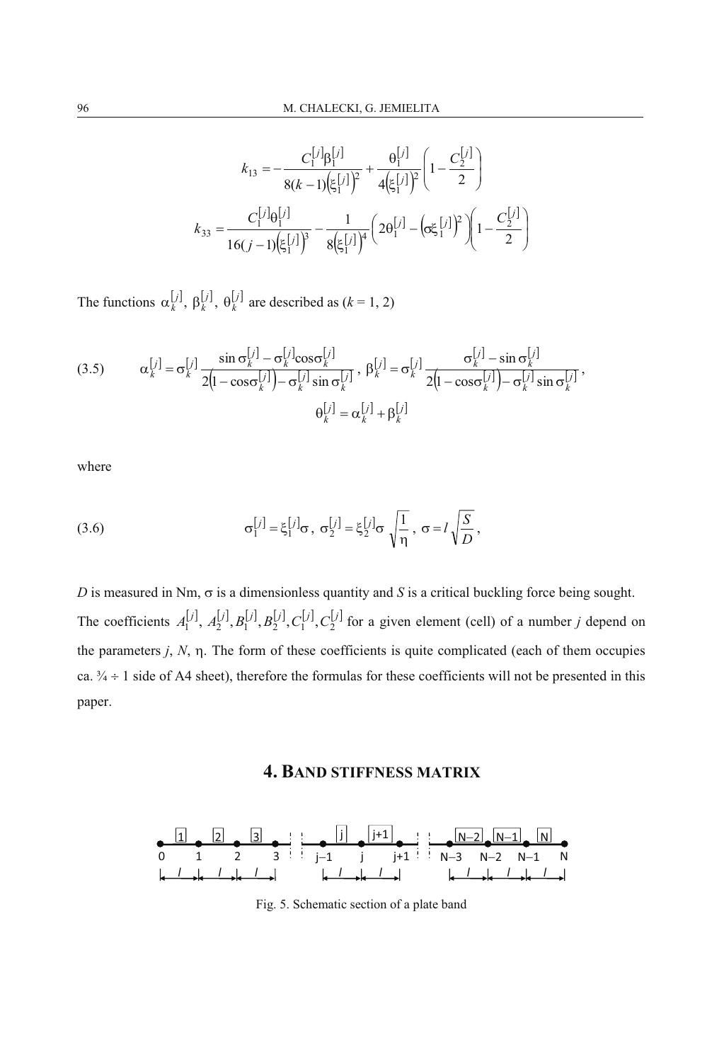$$k_{13} = -\frac{C_1^{[j]}\beta_1^{[j]}}{8(k-1)\left(\xi_1^{[j]}\right)^2} + \frac{\theta_1^{[j]}}{4\left(\xi_1^{[j]}\right)^2}\left(1 - \frac{C_2^{[j]}}{2}\right)$$

$$k_{33} = \frac{C_1^{[j]}\theta_1^{[j]}}{16(j-1)\left(\xi_1^{[j]}\right)^3} - \frac{1}{8\left(\xi_1^{[j]}\right)^4}\left(2\theta_1^{[j]} - \left(\sigma\xi_1^{[j]}\right)^2\right)\left(1 - \frac{C_2^{[j]}}{2}\right)$$

The functions $\alpha_k^{[j]}, \beta_k^{[j]}, \theta_k^{[j]}$ are described as ($k = 1, 2$)

$$\alpha_k^{[j]} = \sigma_k^{[j]} \frac{\sin\sigma_k^{[j]} - \sigma_k^{[j]}\cos\sigma_k^{[j]}}{2\left(1-\cos\sigma_k^{[j]}\right) - \sigma_k^{[j]}\sin\sigma_k^{[j]}}, \quad \beta_k^{[j]} = \sigma_k^{[j]} \frac{\sigma_k^{[j]} - \sin\sigma_k^{[j]}}{2\left(1-\cos\sigma_k^{[j]}\right) - \sigma_k^{[j]}\sin\sigma_k^{[j]}}, \tag{3.5}$$

$$\theta_k^{[j]} = \alpha_k^{[j]} + \beta_k^{[j]}$$

where

$$\sigma_1^{[j]} = \xi_1^{[j]}\sigma, \quad \sigma_2^{[j]} = \xi_2^{[j]}\sigma\sqrt{\frac{1}{\eta}}, \quad \sigma = l\sqrt{\frac{S}{D}}, \tag{3.6}$$

$D$ is measured in Nm, $\sigma$ is a dimensionless quantity and $S$ is a critical buckling force being sought. The coefficients $A_1^{[j]}, A_2^{[j]}, B_1^{[j]}, B_2^{[j]}, C_1^{[j]}, C_2^{[j]}$ for a given element (cell) of a number $j$ depend on the parameters $j$, $N$, $\eta$. The form of these coefficients is quite complicated (each of them occupies ca. ¾ ÷ 1 side of A4 sheet), therefore the formulas for these coefficients will not be presented in this paper.

# 4. Band stiffness matrix

Fig. 5. Schematic section of a plate band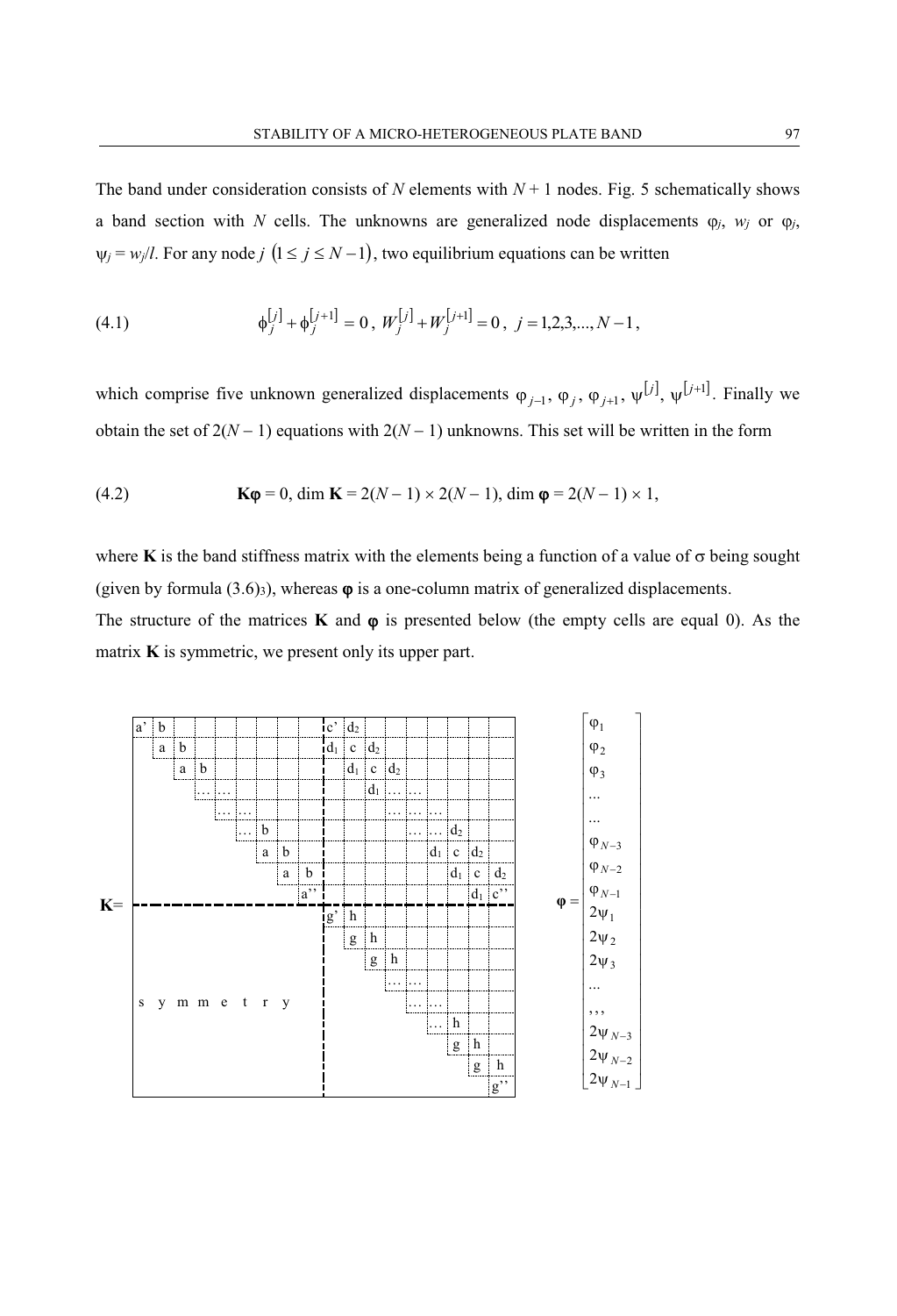The band under consideration consists of $N$ elements with $N + 1$ nodes. Fig. 5 schematically shows a band section with $N$ cells. The unknowns are generalized node displacements $\varphi_j$, $w_j$ or $\varphi_j$, $\psi_j = w_j/l$. For any node $j$ $(1 \le j \le N-1)$, two equilibrium equations can be written

$$\phi_j^{[j]} + \phi_j^{[j+1]} = 0\,,\; W_j^{[j]} + W_j^{[j+1]} = 0\,,\; j = 1,2,3,...,N-1\,, \tag{4.1}$$

which comprise five unknown generalized displacements $\varphi_{j-1}$, $\varphi_j$, $\varphi_{j+1}$, $\psi^{[j]}$, $\psi^{[j+1]}$. Finally we obtain the set of $2(N-1)$ equations with $2(N-1)$ unknowns. This set will be written in the form

$$\mathbf{K}\boldsymbol{\varphi} = 0,\ \dim \mathbf{K} = 2(N-1) \times 2(N-1),\ \dim \boldsymbol{\varphi} = 2(N-1) \times 1, \tag{4.2}$$

where $\mathbf{K}$ is the band stiffness matrix with the elements being a function of a value of $\sigma$ being sought (given by formula (3.6)$_3$), whereas $\boldsymbol{\varphi}$ is a one-column matrix of generalized displacements.

The structure of the matrices $\mathbf{K}$ and $\boldsymbol{\varphi}$ is presented below (the empty cells are equal 0). As the matrix $\mathbf{K}$ is symmetric, we present only its upper part.

$$\mathbf{K} = \left[\begin{array}{ccccccccc|ccccccccc}
a' & b & & & & & & & & c' & d_2 & & & & & & & \\
 & a & b & & & & & & & d_1 & c & d_2 & & & & & & \\
 & & a & b & & & & & & & d_1 & c & d_2 & & & & & \\
 & & & \dots & \dots & & & & & & & d_1 & \dots & \dots & & & & \\
 & & & & \dots & \dots & & & & & & & \dots & \dots & \dots & & & \\
 & & & & & \dots & b & & & & & & & \dots & \dots & d_2 & & \\
 & & & & & & a & b & & & & & & & d_1 & c & d_2 & \\
 & & & & & & & a & b & & & & & & & d_1 & c & d_2 \\
 & & & & & & & & a'' & & & & & & & & d_1 & c'' \\
\hline
 & & & & & & & & & g' & h & & & & & & & \\
 & & & & & & & & & & g & h & & & & & & \\
 & & & & & & & & & & & g & h & & & & & \\
 & & & & & & & & & & & & \dots & \dots & & & & \\
 & & & \text{symmetry} & & & & & & & & & & \dots & \dots & & & \\
 & & & & & & & & & & & & & & \dots & h & & \\
 & & & & & & & & & & & & & & & g & h & \\
 & & & & & & & & & & & & & & & & g & h \\
 & & & & & & & & & & & & & & & & & g''
\end{array}\right]
\qquad
\boldsymbol{\varphi} = \begin{bmatrix} \varphi_1 \\ \varphi_2 \\ \varphi_3 \\ \dots \\ \dots \\ \varphi_{N-3} \\ \varphi_{N-2} \\ \varphi_{N-1} \\ 2\psi_1 \\ 2\psi_2 \\ 2\psi_3 \\ \dots \\ ,,, \\ 2\psi_{N-3} \\ 2\psi_{N-2} \\ 2\psi_{N-1} \end{bmatrix}$$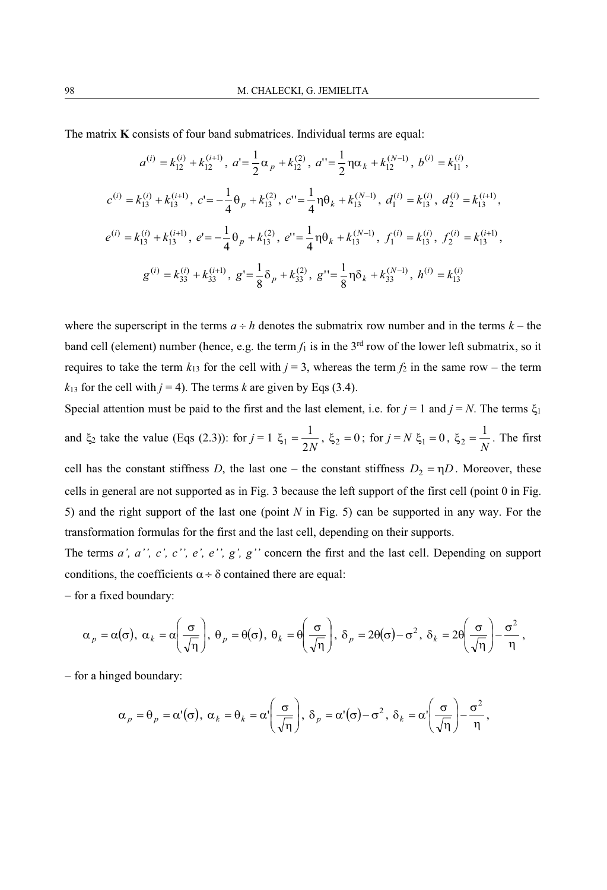The matrix **K** consists of four band submatrices. Individual terms are equal:

$$a^{(i)} = k_{12}^{(i)} + k_{12}^{(i+1)},\ a' = \frac{1}{2}\alpha_p + k_{12}^{(2)},\ a'' = \frac{1}{2}\eta\alpha_k + k_{12}^{(N-1)},\ b^{(i)} = k_{11}^{(i)},$$

$$c^{(i)} = k_{13}^{(i)} + k_{13}^{(i+1)},\ c' = -\frac{1}{4}\theta_p + k_{13}^{(2)},\ c'' = \frac{1}{4}\eta\theta_k + k_{13}^{(N-1)},\ d_1^{(i)} = k_{13}^{(i)},\ d_2^{(i)} = k_{13}^{(i+1)},$$

$$e^{(i)} = k_{13}^{(i)} + k_{13}^{(i+1)},\ e' = -\frac{1}{4}\theta_p + k_{13}^{(2)},\ e'' = \frac{1}{4}\eta\theta_k + k_{13}^{(N-1)},\ f_1^{(i)} = k_{13}^{(i)},\ f_2^{(i)} = k_{13}^{(i+1)},$$

$$g^{(i)} = k_{33}^{(i)} + k_{33}^{(i+1)},\ g' = \frac{1}{8}\delta_p + k_{33}^{(2)},\ g'' = \frac{1}{8}\eta\delta_k + k_{33}^{(N-1)},\ h^{(i)} = k_{13}^{(i)}$$

where the superscript in the terms $a \div h$ denotes the submatrix row number and in the terms $k$ – the band cell (element) number (hence, e.g. the term $f_1$ is in the 3[rd] row of the lower left submatrix, so it requires to take the term $k_{13}$ for the cell with $j = 3$, whereas the term $f_2$ in the same row – the term $k_{13}$ for the cell with $j = 4$). The terms $k$ are given by Eqs (3.4).

Special attention must be paid to the first and the last element, i.e. for $j = 1$ and $j = N$. The terms $\xi_1$ and $\xi_2$ take the value (Eqs (2.3)): for $j = 1$ $\xi_1 = \frac{1}{2N}$, $\xi_2 = 0$; for $j = N$ $\xi_1 = 0$, $\xi_2 = \frac{1}{N}$. The first cell has the constant stiffness $D$, the last one – the constant stiffness $D_2 = \eta D$. Moreover, these cells in general are not supported as in Fig. 3 because the left support of the first cell (point 0 in Fig. 5) and the right support of the last one (point $N$ in Fig. 5) can be supported in any way. For the transformation formulas for the first and the last cell, depending on their supports.

The terms *a', a'', c', c'', e', e'', g', g''* concern the first and the last cell. Depending on support conditions, the coefficients $\alpha \div \delta$ contained there are equal:

– for a fixed boundary:

$$\alpha_p = \alpha(\sigma),\ \alpha_k = \alpha\left(\frac{\sigma}{\sqrt{\eta}}\right),\ \theta_p = \theta(\sigma),\ \theta_k = \theta\left(\frac{\sigma}{\sqrt{\eta}}\right),\ \delta_p = 2\theta(\sigma) - \sigma^2,\ \delta_k = 2\theta\left(\frac{\sigma}{\sqrt{\eta}}\right) - \frac{\sigma^2}{\eta},$$

– for a hinged boundary:

$$\alpha_p = \theta_p = \alpha'(\sigma),\ \alpha_k = \theta_k = \alpha'\left(\frac{\sigma}{\sqrt{\eta}}\right),\ \delta_p = \alpha'(\sigma) - \sigma^2,\ \delta_k = \alpha'\left(\frac{\sigma}{\sqrt{\eta}}\right) - \frac{\sigma^2}{\eta},$$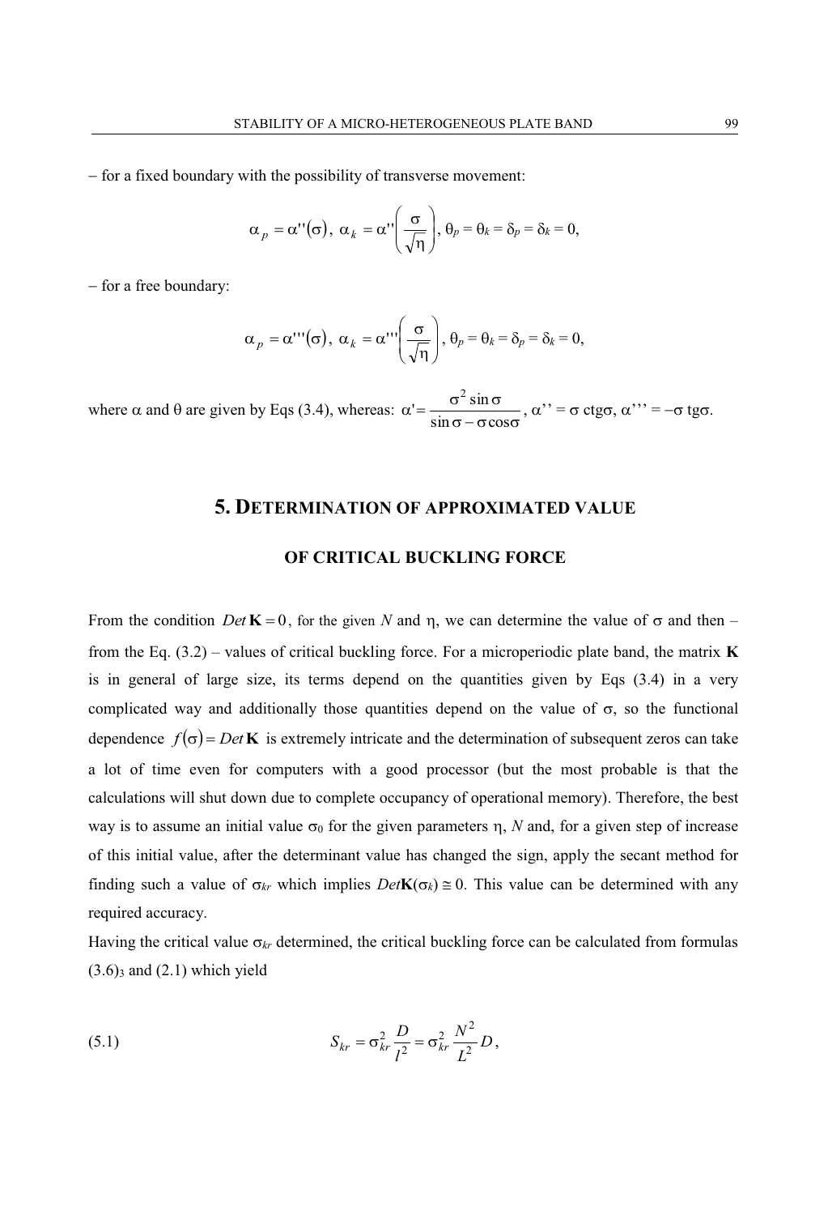– for a fixed boundary with the possibility of transverse movement:

$$\alpha_p = \alpha''(\sigma),\ \alpha_k = \alpha''\left(\frac{\sigma}{\sqrt{\eta}}\right),\ \theta_p = \theta_k = \delta_p = \delta_k = 0,$$

– for a free boundary:

$$\alpha_p = \alpha'''(\sigma),\ \alpha_k = \alpha'''\left(\frac{\sigma}{\sqrt{\eta}}\right),\ \theta_p = \theta_k = \delta_p = \delta_k = 0,$$

where $\alpha$ and $\theta$ are given by Eqs (3.4), whereas: $\alpha' = \dfrac{\sigma^2 \sin\sigma}{\sin\sigma - \sigma\cos\sigma}$, $\alpha'' = \sigma\,\mathrm{ctg}\sigma$, $\alpha''' = -\sigma\,\mathrm{tg}\sigma$.

## 5. DETERMINATION OF APPROXIMATED VALUE OF CRITICAL BUCKLING FORCE

From the condition $Det\,\mathbf{K} = 0$, for the given $N$ and $\eta$, we can determine the value of $\sigma$ and then – from the Eq. (3.2) – values of critical buckling force. For a microperiodic plate band, the matrix $\mathbf{K}$ is in general of large size, its terms depend on the quantities given by Eqs (3.4) in a very complicated way and additionally those quantities depend on the value of $\sigma$, so the functional dependence $f(\sigma) = Det\,\mathbf{K}$ is extremely intricate and the determination of subsequent zeros can take a lot of time even for computers with a good processor (but the most probable is that the calculations will shut down due to complete occupancy of operational memory). Therefore, the best way is to assume an initial value $\sigma_0$ for the given parameters $\eta$, $N$ and, for a given step of increase of this initial value, after the determinant value has changed the sign, apply the secant method for finding such a value of $\sigma_{kr}$ which implies $Det\mathbf{K}(\sigma_k) \cong 0$. This value can be determined with any required accuracy.

Having the critical value $\sigma_{kr}$ determined, the critical buckling force can be calculated from formulas $(3.6)_3$ and (2.1) which yield

$$S_{kr} = \sigma_{kr}^2 \frac{D}{l^2} = \sigma_{kr}^2 \frac{N^2}{L^2} D, \tag{5.1}$$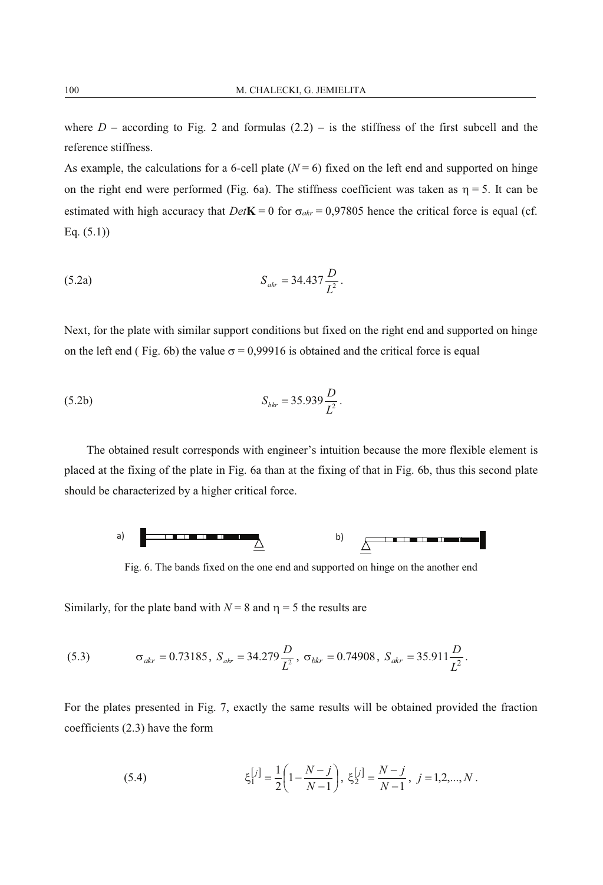where $D$ – according to Fig. 2 and formulas (2.2) – is the stiffness of the first subcell and the reference stiffness.

As example, the calculations for a 6-cell plate ($N = 6$) fixed on the left end and supported on hinge on the right end were performed (Fig. 6a). The stiffness coefficient was taken as $\eta = 5$. It can be estimated with high accuracy that $Det\mathbf{K} = 0$ for $\sigma_{akr} = 0{,}97805$ hence the critical force is equal (cf. Eq. (5.1))

$$S_{akr} = 34.437 \frac{D}{L^2}. \tag{5.2a}$$

Next, for the plate with similar support conditions but fixed on the right end and supported on hinge on the left end ( Fig. 6b) the value $\sigma = 0{,}99916$ is obtained and the critical force is equal

$$S_{bkr} = 35.939 \frac{D}{L^2}. \tag{5.2b}$$

The obtained result corresponds with engineer's intuition because the more flexible element is placed at the fixing of the plate in Fig. 6a than at the fixing of that in Fig. 6b, thus this second plate should be characterized by a higher critical force.

Fig. 6. The bands fixed on the one end and supported on hinge on the another end

Similarly, for the plate band with $N = 8$ and $\eta = 5$ the results are

$$\sigma_{akr} = 0.73185,\ S_{akr} = 34.279 \frac{D}{L^2},\ \sigma_{bkr} = 0.74908,\ S_{akr} = 35.911 \frac{D}{L^2}. \tag{5.3}$$

For the plates presented in Fig. 7, exactly the same results will be obtained provided the fraction coefficients (2.3) have the form

$$\xi_1^{[j]} = \frac{1}{2}\left(1 - \frac{N-j}{N-1}\right),\ \xi_2^{[j]} = \frac{N-j}{N-1},\ j = 1,2,...,N. \tag{5.4}$$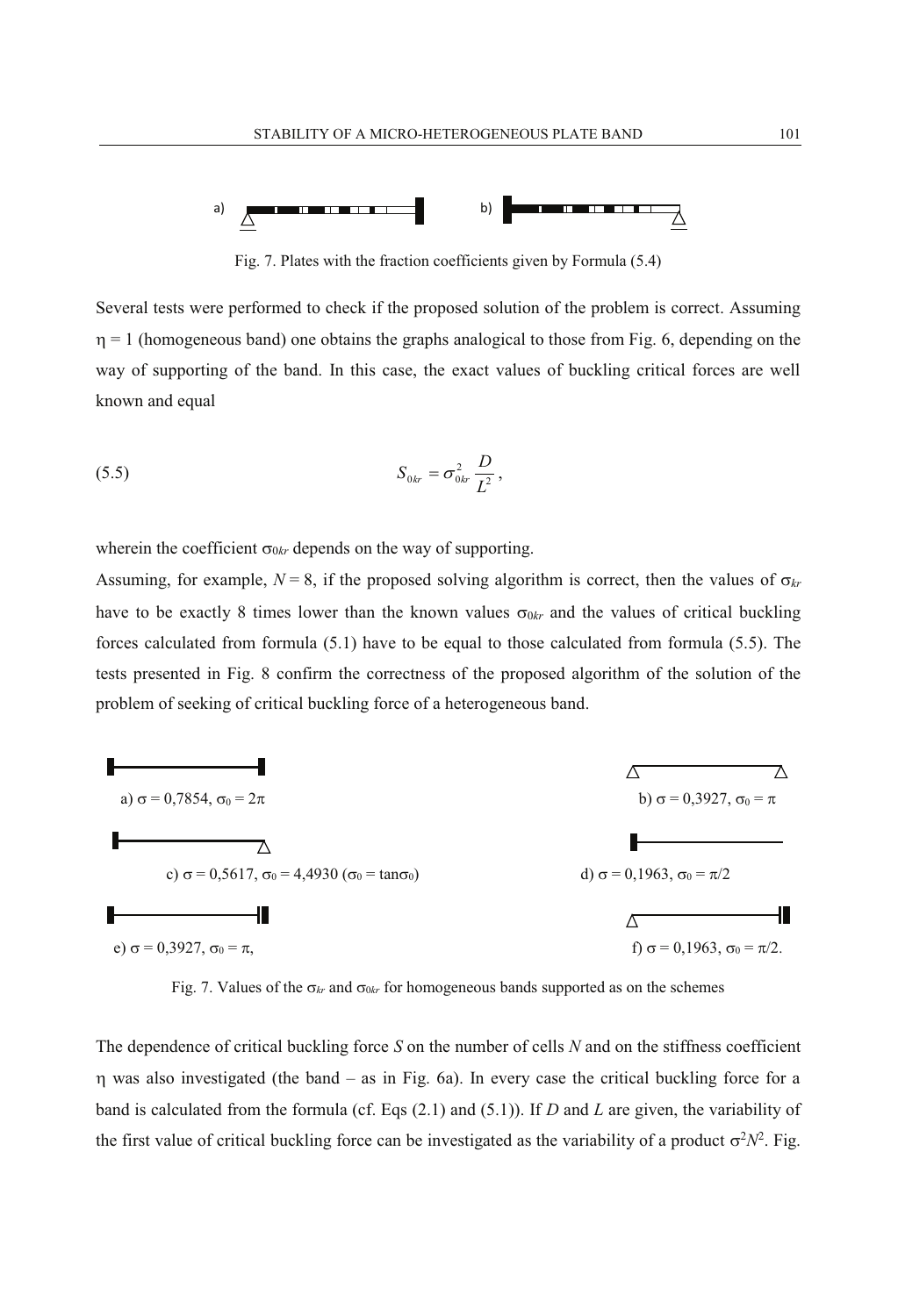a) b)

Fig. 7. Plates with the fraction coefficients given by Formula (5.4)

Several tests were performed to check if the proposed solution of the problem is correct. Assuming $\eta = 1$ (homogeneous band) one obtains the graphs analogical to those from Fig. 6, depending on the way of supporting of the band. In this case, the exact values of buckling critical forces are well known and equal

$$S_{0kr} = \sigma_{0kr}^2 \frac{D}{L^2}, \tag{5.5}$$

wherein the coefficient $\sigma_{0kr}$ depends on the way of supporting.

Assuming, for example, $N = 8$, if the proposed solving algorithm is correct, then the values of $\sigma_{kr}$ have to be exactly 8 times lower than the known values $\sigma_{0kr}$ and the values of critical buckling forces calculated from formula (5.1) have to be equal to those calculated from formula (5.5). The tests presented in Fig. 8 confirm the correctness of the proposed algorithm of the solution of the problem of seeking of critical buckling force of a heterogeneous band.

a) $\sigma = 0{,}7854$, $\sigma_0 = 2\pi$

b) $\sigma = 0{,}3927$, $\sigma_0 = \pi$

c) $\sigma = 0{,}5617$, $\sigma_0 = 4{,}4930$ ($\sigma_0 = \tan\sigma_0$)

d) $\sigma = 0{,}1963$, $\sigma_0 = \pi/2$

e) $\sigma = 0{,}3927$, $\sigma_0 = \pi$,

f) $\sigma = 0{,}1963$, $\sigma_0 = \pi/2$.

Fig. 7. Values of the $\sigma_{kr}$ and $\sigma_{0kr}$ for homogeneous bands supported as on the schemes

The dependence of critical buckling force $S$ on the number of cells $N$ and on the stiffness coefficient $\eta$ was also investigated (the band – as in Fig. 6a). In every case the critical buckling force for a band is calculated from the formula (cf. Eqs (2.1) and (5.1)). If $D$ and $L$ are given, the variability of the first value of critical buckling force can be investigated as the variability of a product $\sigma^2 N^2$. Fig.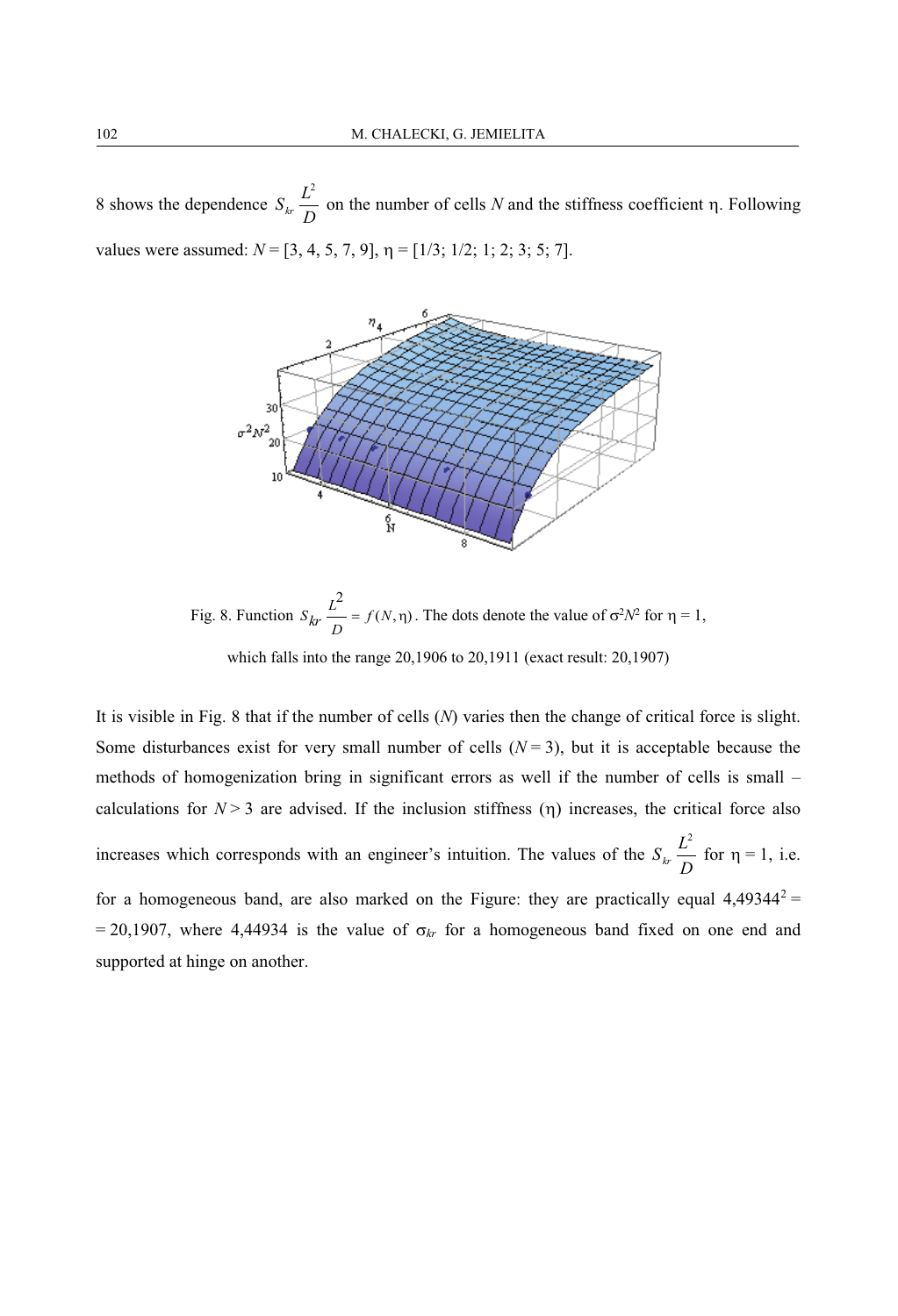8 shows the dependence $S_{kr}\dfrac{L^2}{D}$ on the number of cells $N$ and the stiffness coefficient $\eta$. Following values were assumed: $N = [3, 4, 5, 7, 9]$, $\eta = [1/3; 1/2; 1; 2; 3; 5; 7]$.

Fig. 8. Function $S_{kr}\dfrac{L^2}{D} = f(N,\eta)$. The dots denote the value of $\sigma^2 N^2$ for $\eta = 1$, which falls into the range 20,1906 to 20,1911 (exact result: 20,1907)

It is visible in Fig. 8 that if the number of cells ($N$) varies then the change of critical force is slight. Some disturbances exist for very small number of cells ($N = 3$), but it is acceptable because the methods of homogenization bring in significant errors as well if the number of cells is small – calculations for $N > 3$ are advised. If the inclusion stiffness ($\eta$) increases, the critical force also increases which corresponds with an engineer's intuition. The values of the $S_{kr}\dfrac{L^2}{D}$ for $\eta = 1$, i.e. for a homogeneous band, are also marked on the Figure: they are practically equal $4{,}49344^2 = 20{,}1907$, where 4,44934 is the value of $\sigma_{kr}$ for a homogeneous band fixed on one end and supported at hinge on another.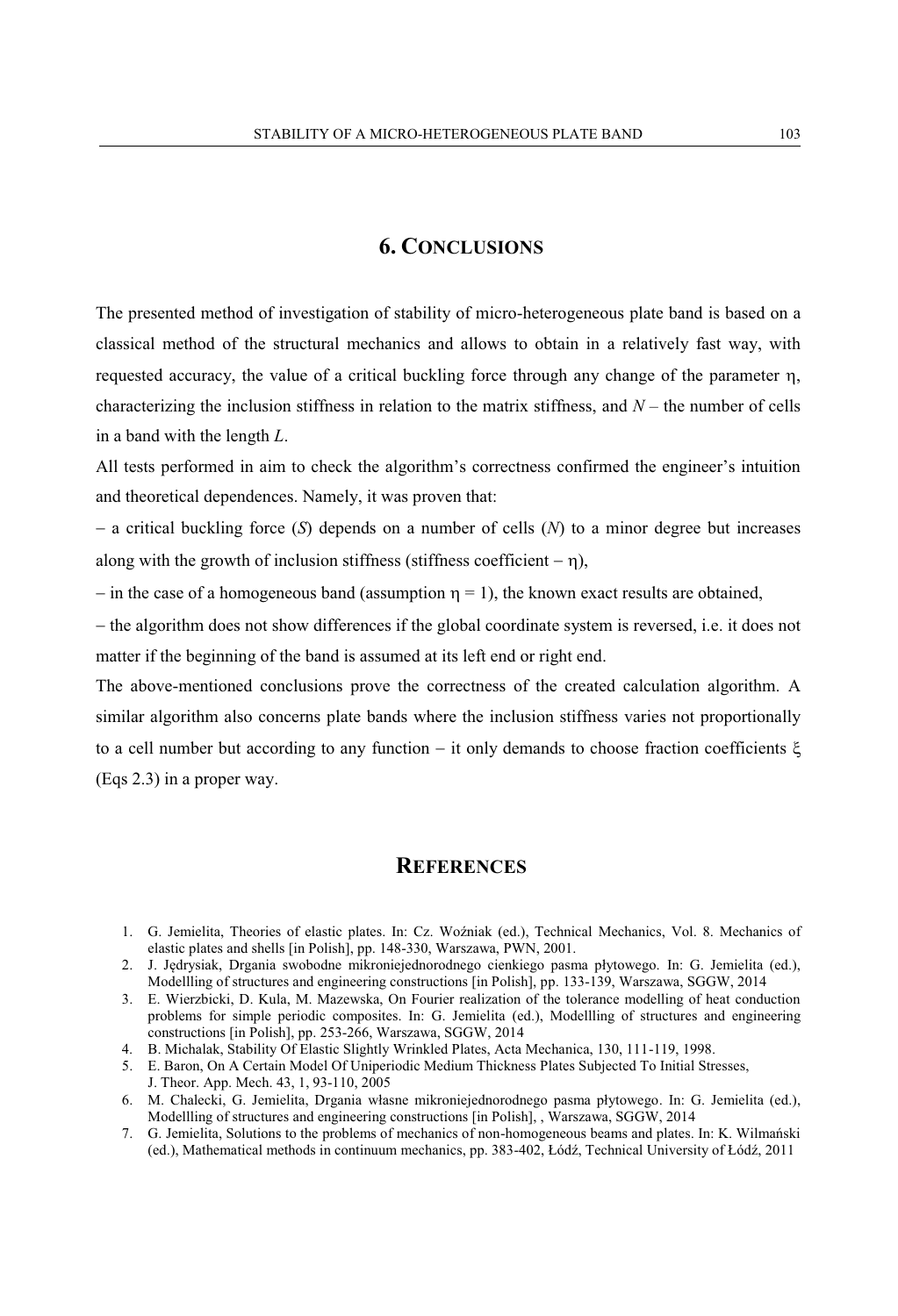## 6. Conclusions

The presented method of investigation of stability of micro-heterogeneous plate band is based on a classical method of the structural mechanics and allows to obtain in a relatively fast way, with requested accuracy, the value of a critical buckling force through any change of the parameter $\eta$, characterizing the inclusion stiffness in relation to the matrix stiffness, and $N$ – the number of cells in a band with the length $L$.

All tests performed in aim to check the algorithm's correctness confirmed the engineer's intuition and theoretical dependences. Namely, it was proven that:

– a critical buckling force ($S$) depends on a number of cells ($N$) to a minor degree but increases along with the growth of inclusion stiffness (stiffness coefficient – $\eta$),

– in the case of a homogeneous band (assumption $\eta = 1$), the known exact results are obtained,

– the algorithm does not show differences if the global coordinate system is reversed, i.e. it does not matter if the beginning of the band is assumed at its left end or right end.

The above-mentioned conclusions prove the correctness of the created calculation algorithm. A similar algorithm also concerns plate bands where the inclusion stiffness varies not proportionally to a cell number but according to any function – it only demands to choose fraction coefficients $\xi$ (Eqs 2.3) in a proper way.

## References

1. G. Jemielita, Theories of elastic plates. In: Cz. Woźniak (ed.), Technical Mechanics, Vol. 8. Mechanics of elastic plates and shells [in Polish], pp. 148-330, Warszawa, PWN, 2001.
2. J. Jędrysiak, Drgania swobodne mikroniejednorodnego cienkiego pasma płytowego. In: G. Jemielita (ed.), Modellling of structures and engineering constructions [in Polish], pp. 133-139, Warszawa, SGGW, 2014
3. E. Wierzbicki, D. Kula, M. Mazewska, On Fourier realization of the tolerance modelling of heat conduction problems for simple periodic composites. In: G. Jemielita (ed.), Modellling of structures and engineering constructions [in Polish], pp. 253-266, Warszawa, SGGW, 2014
4. B. Michalak, Stability Of Elastic Slightly Wrinkled Plates, Acta Mechanica, 130, 111-119, 1998.
5. E. Baron, On A Certain Model Of Uniperiodic Medium Thickness Plates Subjected To Initial Stresses, J. Theor. App. Mech. 43, 1, 93-110, 2005
6. M. Chalecki, G. Jemielita, Drgania własne mikroniejednorodnego pasma płytowego. In: G. Jemielita (ed.), Modellling of structures and engineering constructions [in Polish], , Warszawa, SGGW, 2014
7. G. Jemielita, Solutions to the problems of mechanics of non-homogeneous beams and plates. In: K. Wilmański (ed.), Mathematical methods in continuum mechanics, pp. 383-402, Łódź, Technical University of Łódź, 2011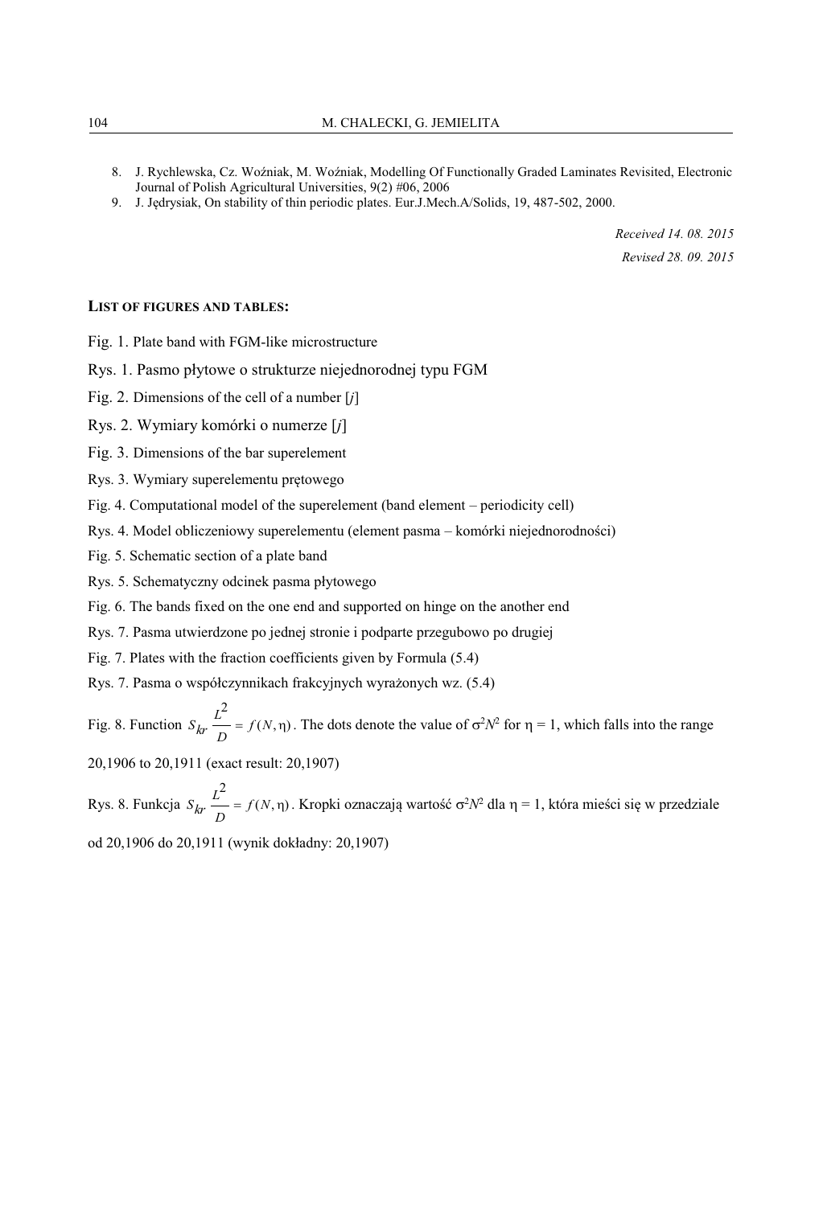8. J. Rychlewska, Cz. Woźniak, M. Woźniak, Modelling Of Functionally Graded Laminates Revisited, Electronic Journal of Polish Agricultural Universities, 9(2) #06, 2006
9. J. Jędrysiak, On stability of thin periodic plates. Eur.J.Mech.A/Solids, 19, 487-502, 2000.

*Received 14. 08. 2015*

*Revised 28. 09. 2015*

## LIST OF FIGURES AND TABLES:

Fig. 1. Plate band with FGM-like microstructure

Rys. 1. Pasmo płytowe o strukturze niejednorodnej typu FGM

Fig. 2. Dimensions of the cell of a number [$j$]

Rys. 2. Wymiary komórki o numerze [$j$]

Fig. 3. Dimensions of the bar superelement

Rys. 3. Wymiary superelementu prętowego

Fig. 4. Computational model of the superelement (band element – periodicity cell)

Rys. 4. Model obliczeniowy superelementu (element pasma – komórki niejednorodności)

Fig. 5. Schematic section of a plate band

Rys. 5. Schematyczny odcinek pasma płytowego

Fig. 6. The bands fixed on the one end and supported on hinge on the another end

Rys. 7. Pasma utwierdzone po jednej stronie i podparte przegubowo po drugiej

Fig. 7. Plates with the fraction coefficients given by Formula (5.4)

Rys. 7. Pasma o współczynnikach frakcyjnych wyrażonych wz. (5.4)

Fig. 8. Function $S_{kr}\dfrac{L^2}{D} = f(N,\eta)$. The dots denote the value of $\sigma^2 N^2$ for $\eta = 1$, which falls into the range 20,1906 to 20,1911 (exact result: 20,1907)

Rys. 8. Funkcja $S_{kr}\dfrac{L^2}{D} = f(N,\eta)$. Kropki oznaczają wartość $\sigma^2 N^2$ dla $\eta = 1$, która mieści się w przedziale od 20,1906 do 20,1911 (wynik dokładny: 20,1907)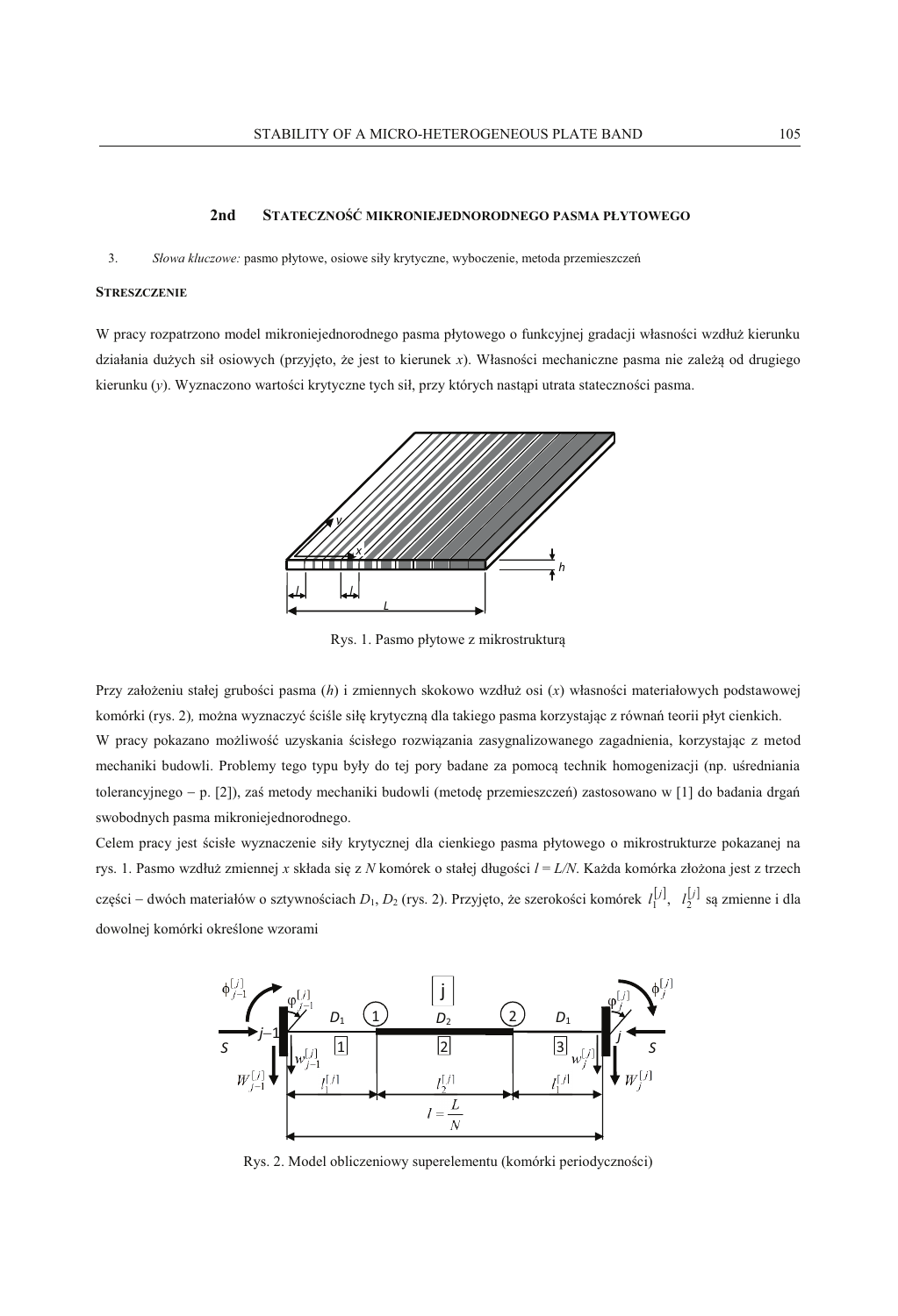## 2nd STATECZNOŚĆ MIKRONIEJEDNORODNEGO PASMA PŁYTOWEGO

3. *Słowa kluczowe:* pasmo płytowe, osiowe siły krytyczne, wyboczenie, metoda przemieszczeń

**STRESZCZENIE**

W pracy rozpatrzono model mikroniejednorodnego pasma płytowego o funkcyjnej gradacji własności wzdłuż kierunku działania dużych sił osiowych (przyjęto, że jest to kierunek $x$). Własności mechaniczne pasma nie zależą od drugiego kierunku ($y$). Wyznaczono wartości krytyczne tych sił, przy których nastąpi utrata stateczności pasma.

Rys. 1. Pasmo płytowe z mikrostrukturą

Przy założeniu stałej grubości pasma ($h$) i zmiennych skokowo wzdłuż osi ($x$) własności materiałowych podstawowej komórki (rys. 2), można wyznaczyć ściśle siłę krytyczną dla takiego pasma korzystając z równań teorii płyt cienkich.
W pracy pokazano możliwość uzyskania ścisłego rozwiązania zasygnalizowanego zagadnienia, korzystając z metod mechaniki budowli. Problemy tego typu były do tej pory badane za pomocą technik homogenizacji (np. uśredniania tolerancyjnego – p. [2]), zaś metody mechaniki budowli (metodę przemieszczeń) zastosowano w [1] do badania drgań swobodnych pasma mikroniejednorodnego.
Celem pracy jest ścisłe wyznaczenie siły krytycznej dla cienkiego pasma płytowego o mikrostrukturze pokazanej na rys. 1. Pasmo wzdłuż zmiennej $x$ składa się z $N$ komórek o stałej długości $l = L/N$. Każda komórka złożona jest z trzech części – dwóch materiałów o sztywnościach $D_1$, $D_2$ (rys. 2). Przyjęto, że szerokości komórek $l_1^{[j]}$, $l_2^{[j]}$ są zmienne i dla dowolnej komórki określone wzorami

Rys. 2. Model obliczeniowy superelementu (komórki periodyczności)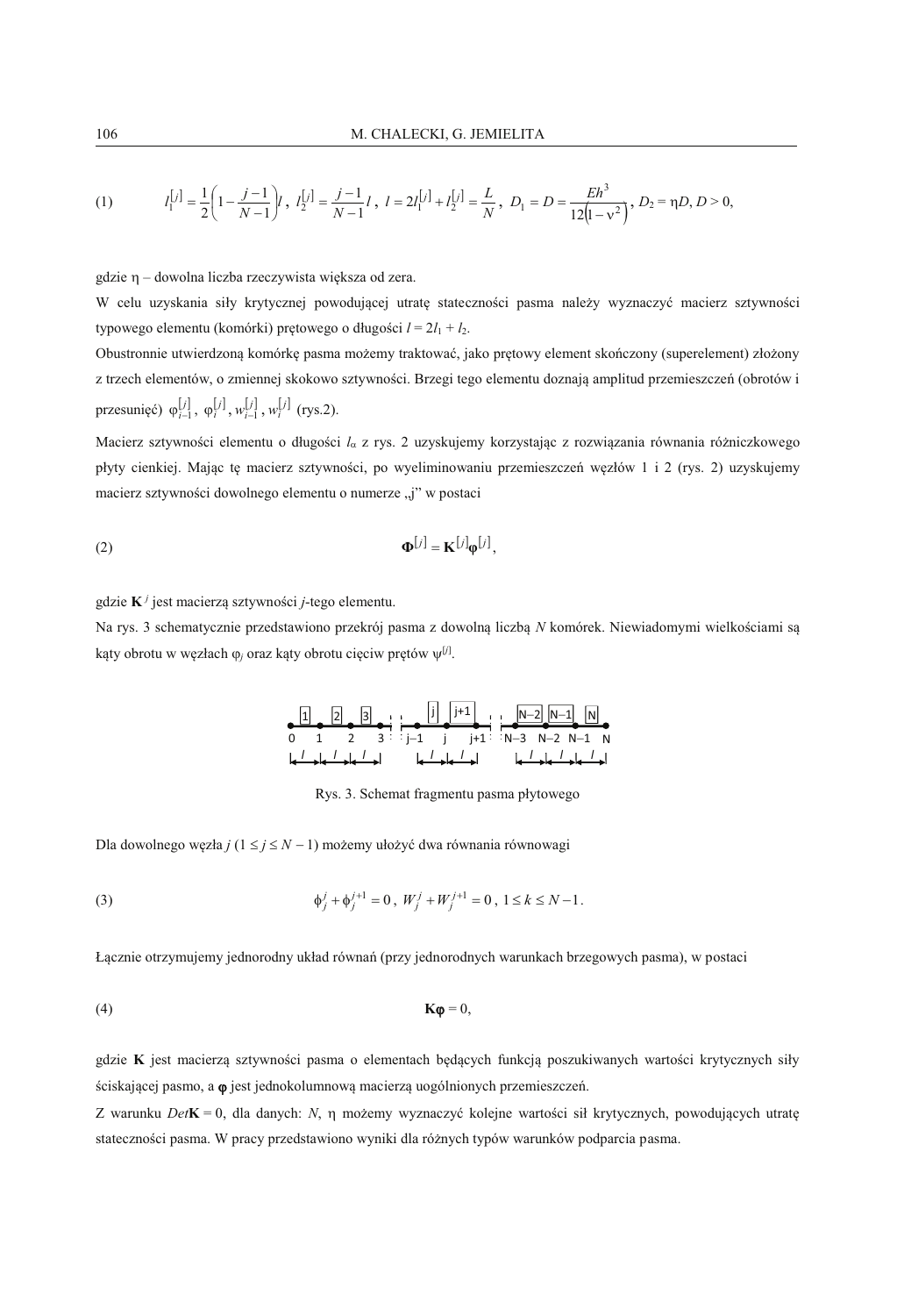$$l_1^{[j]} = \frac{1}{2}\left(1 - \frac{j-1}{N-1}\right)l, \; l_2^{[j]} = \frac{j-1}{N-1}l, \; l = 2l_1^{[j]} + l_2^{[j]} = \frac{L}{N}, \; D_1 = D = \frac{Eh^3}{12\left(1-\nu^2\right)}, \; D_2 = \eta D, \, D > 0, \tag{1}$$

gdzie $\eta$ – dowolna liczba rzeczywista większa od zera.

W celu uzyskania siły krytycznej powodującej utratę stateczności pasma należy wyznaczyć macierz sztywności typowego elementu (komórki) prętowego o długości $l = 2l_1 + l_2$.

Obustronnie utwierdzoną komórkę pasma możemy traktować, jako prętowy element skończony (superelement) złożony z trzech elementów, o zmiennej skokowo sztywności. Brzegi tego elementu doznają amplitud przemieszczeń (obrotów i przesunięć) $\varphi_{i-1}^{[j]}$, $\varphi_i^{[j]}, w_{i-1}^{[j]}, w_i^{[j]}$ (rys.2).

Macierz sztywności elementu o długości $l_\alpha$ z rys. 2 uzyskujemy korzystając z rozwiązania równania różniczkowego płyty cienkiej. Mając tę macierz sztywności, po wyeliminowaniu przemieszczeń węzłów 1 i 2 (rys. 2) uzyskujemy macierz sztywności dowolnego elementu o numerze „j" w postaci

$$\mathbf{\Phi}^{[j]} = \mathbf{K}^{[j]}\boldsymbol{\varphi}^{[j]}, \tag{2}$$

gdzie $\mathbf{K}^{j}$ jest macierzą sztywności $j$-tego elementu.

Na rys. 3 schematycznie przedstawiono przekrój pasma z dowolną liczbą $N$ komórek. Niewiadomymi wielkościami są kąty obrotu w węzłach $\varphi_j$ oraz kąty obrotu cięciw prętów $\psi^{[j]}$.

1 2 3 j j+1 N–2 N–1 N
0 1 2 3 j–1 j j+1 N–3 N–2 N–1 N
l l l l l l l l

Rys. 3. Schemat fragmentu pasma płytowego

Dla dowolnego węzła $j$ ($1 \leq j \leq N-1$) możemy ułożyć dwa równania równowagi

$$\phi_j^j + \phi_j^{j+1} = 0\,, \; W_j^j + W_j^{j+1} = 0\,, \; 1 \leq k \leq N-1. \tag{3}$$

Łącznie otrzymujemy jednorodny układ równań (przy jednorodnych warunkach brzegowych pasma), w postaci

$$\mathbf{K}\boldsymbol{\varphi} = 0, \tag{4}$$

gdzie $\mathbf{K}$ jest macierzą sztywności pasma o elementach będących funkcją poszukiwanych wartości krytycznych siły ściskającej pasmo, a $\boldsymbol{\varphi}$ jest jednokolumnową macierzą uogólnionych przemieszczeń.

Z warunku $Det\mathbf{K} = 0$, dla danych: $N$, $\eta$ możemy wyznaczyć kolejne wartości sił krytycznych, powodujących utratę stateczności pasma. W pracy przedstawiono wyniki dla różnych typów warunków podparcia pasma.